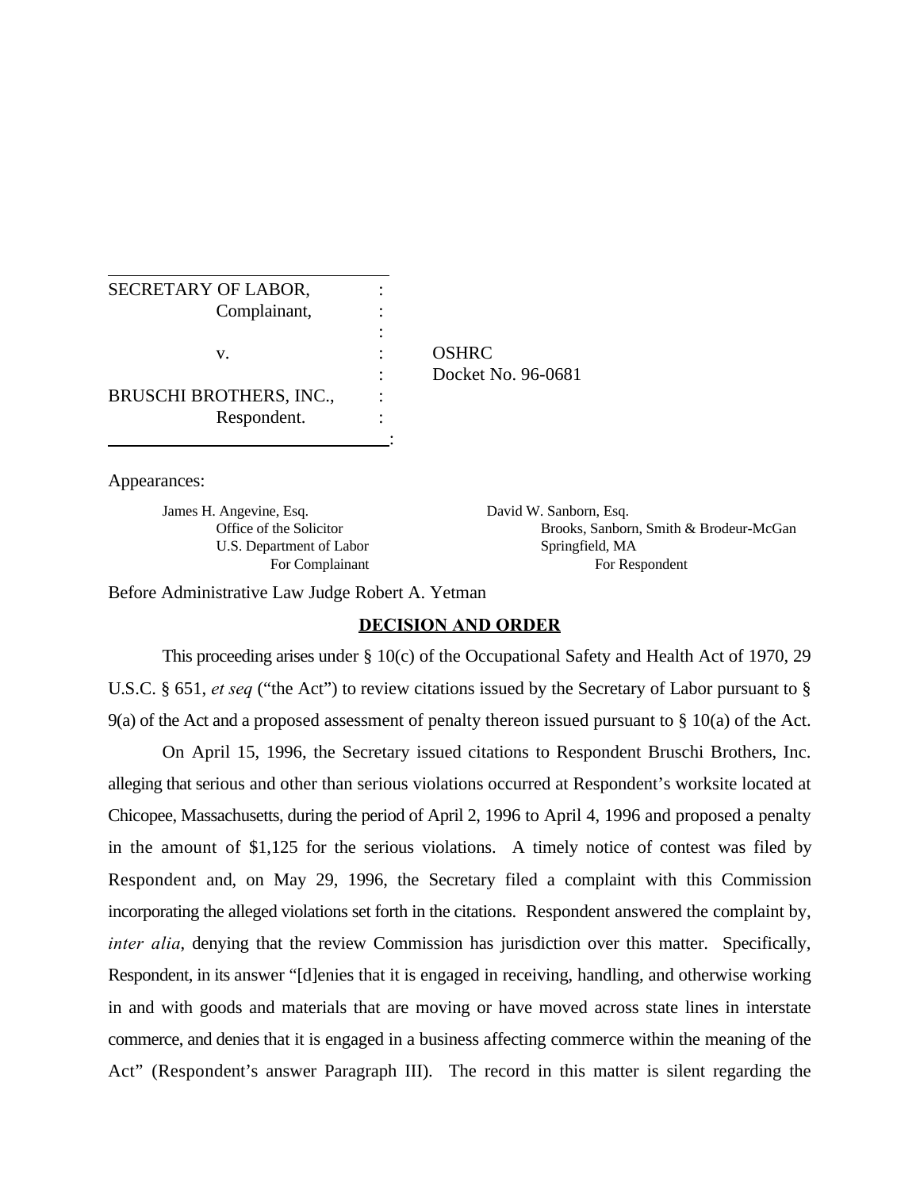SECRETARY OF LABOR,
Complainant,

v.

BRUSCHI BROTHERS, INC.,
Respondent.

OSHRC
Docket No. 96-0681

Appearances:

| | |
|---|---|
| James H. Angevine, Esq.<br>Office of the Solicitor<br>U.S. Department of Labor<br>For Complainant | David W. Sanborn, Esq.<br>Brooks, Sanborn, Smith & Brodeur-McGan<br>Springfield, MA<br>For Respondent |

Before Administrative Law Judge Robert A. Yetman

## DECISION AND ORDER

This proceeding arises under § 10(c) of the Occupational Safety and Health Act of 1970, 29 U.S.C. § 651, *et seq* ("the Act") to review citations issued by the Secretary of Labor pursuant to § 9(a) of the Act and a proposed assessment of penalty thereon issued pursuant to § 10(a) of the Act.

On April 15, 1996, the Secretary issued citations to Respondent Bruschi Brothers, Inc. alleging that serious and other than serious violations occurred at Respondent's worksite located at Chicopee, Massachusetts, during the period of April 2, 1996 to April 4, 1996 and proposed a penalty in the amount of $1,125 for the serious violations. A timely notice of contest was filed by Respondent and, on May 29, 1996, the Secretary filed a complaint with this Commission incorporating the alleged violations set forth in the citations. Respondent answered the complaint by, *inter alia*, denying that the review Commission has jurisdiction over this matter. Specifically, Respondent, in its answer "[d]enies that it is engaged in receiving, handling, and otherwise working in and with goods and materials that are moving or have moved across state lines in interstate commerce, and denies that it is engaged in a business affecting commerce within the meaning of the Act" (Respondent's answer Paragraph III). The record in this matter is silent regarding the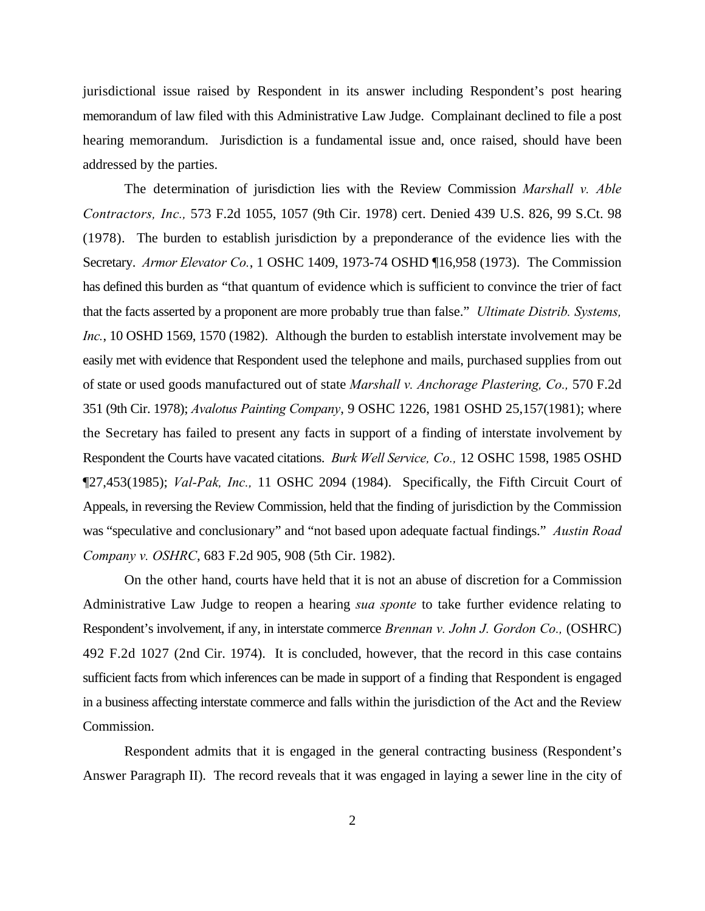jurisdictional issue raised by Respondent in its answer including Respondent's post hearing memorandum of law filed with this Administrative Law Judge. Complainant declined to file a post hearing memorandum. Jurisdiction is a fundamental issue and, once raised, should have been addressed by the parties.

The determination of jurisdiction lies with the Review Commission *Marshall v. Able Contractors, Inc.,* 573 F.2d 1055, 1057 (9th Cir. 1978) cert. Denied 439 U.S. 826, 99 S.Ct. 98 (1978). The burden to establish jurisdiction by a preponderance of the evidence lies with the Secretary. *Armor Elevator Co.*, 1 OSHC 1409, 1973-74 OSHD ¶16,958 (1973). The Commission has defined this burden as "that quantum of evidence which is sufficient to convince the trier of fact that the facts asserted by a proponent are more probably true than false." *Ultimate Distrib. Systems, Inc.*, 10 OSHD 1569, 1570 (1982). Although the burden to establish interstate involvement may be easily met with evidence that Respondent used the telephone and mails, purchased supplies from out of state or used goods manufactured out of state *Marshall v. Anchorage Plastering, Co.,* 570 F.2d 351 (9th Cir. 1978); *Avalotus Painting Company*, 9 OSHC 1226, 1981 OSHD 25,157(1981); where the Secretary has failed to present any facts in support of a finding of interstate involvement by Respondent the Courts have vacated citations. *Burk Well Service, Co.,* 12 OSHC 1598, 1985 OSHD ¶27,453(1985); *Val-Pak, Inc.,* 11 OSHC 2094 (1984). Specifically, the Fifth Circuit Court of Appeals, in reversing the Review Commission, held that the finding of jurisdiction by the Commission was "speculative and conclusionary" and "not based upon adequate factual findings." *Austin Road Company v. OSHRC*, 683 F.2d 905, 908 (5th Cir. 1982).

On the other hand, courts have held that it is not an abuse of discretion for a Commission Administrative Law Judge to reopen a hearing *sua sponte* to take further evidence relating to Respondent's involvement, if any, in interstate commerce *Brennan v. John J. Gordon Co.,* (OSHRC) 492 F.2d 1027 (2nd Cir. 1974). It is concluded, however, that the record in this case contains sufficient facts from which inferences can be made in support of a finding that Respondent is engaged in a business affecting interstate commerce and falls within the jurisdiction of the Act and the Review Commission.

Respondent admits that it is engaged in the general contracting business (Respondent's Answer Paragraph II). The record reveals that it was engaged in laying a sewer line in the city of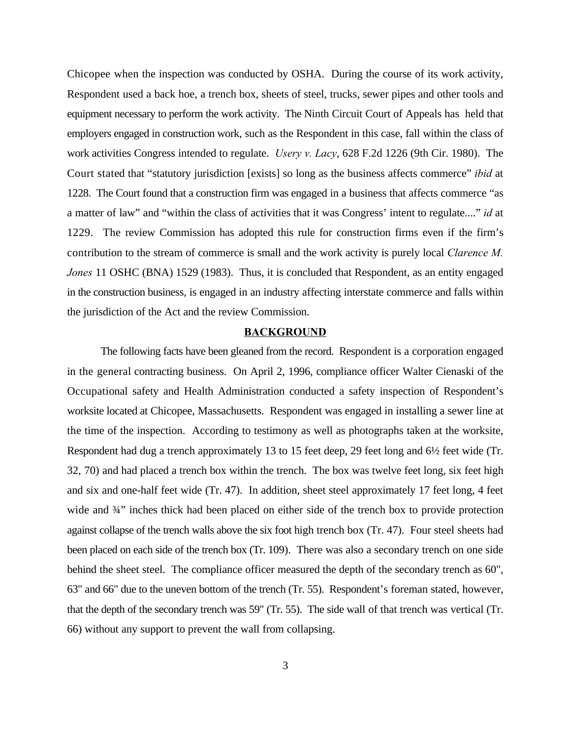Chicopee when the inspection was conducted by OSHA. During the course of its work activity, Respondent used a back hoe, a trench box, sheets of steel, trucks, sewer pipes and other tools and equipment necessary to perform the work activity. The Ninth Circuit Court of Appeals has held that employers engaged in construction work, such as the Respondent in this case, fall within the class of work activities Congress intended to regulate. *Usery v. Lacy*, 628 F.2d 1226 (9th Cir. 1980). The Court stated that "statutory jurisdiction [exists] so long as the business affects commerce" *ibid* at 1228. The Court found that a construction firm was engaged in a business that affects commerce "as a matter of law" and "within the class of activities that it was Congress' intent to regulate...." *id* at 1229. The review Commission has adopted this rule for construction firms even if the firm's contribution to the stream of commerce is small and the work activity is purely local *Clarence M. Jones* 11 OSHC (BNA) 1529 (1983). Thus, it is concluded that Respondent, as an entity engaged in the construction business, is engaged in an industry affecting interstate commerce and falls within the jurisdiction of the Act and the review Commission.

## BACKGROUND

The following facts have been gleaned from the record. Respondent is a corporation engaged in the general contracting business. On April 2, 1996, compliance officer Walter Cienaski of the Occupational safety and Health Administration conducted a safety inspection of Respondent's worksite located at Chicopee, Massachusetts. Respondent was engaged in installing a sewer line at the time of the inspection. According to testimony as well as photographs taken at the worksite, Respondent had dug a trench approximately 13 to 15 feet deep, 29 feet long and 6½ feet wide (Tr. 32, 70) and had placed a trench box within the trench. The box was twelve feet long, six feet high and six and one-half feet wide (Tr. 47). In addition, sheet steel approximately 17 feet long, 4 feet wide and ¾" inches thick had been placed on either side of the trench box to provide protection against collapse of the trench walls above the six foot high trench box (Tr. 47). Four steel sheets had been placed on each side of the trench box (Tr. 109). There was also a secondary trench on one side behind the sheet steel. The compliance officer measured the depth of the secondary trench as 60", 63" and 66" due to the uneven bottom of the trench (Tr. 55). Respondent's foreman stated, however, that the depth of the secondary trench was 59" (Tr. 55). The side wall of that trench was vertical (Tr. 66) without any support to prevent the wall from collapsing.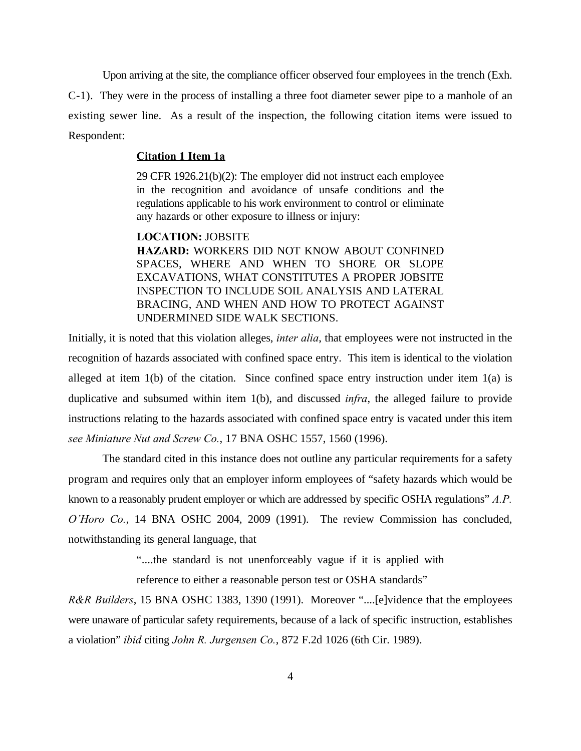Upon arriving at the site, the compliance officer observed four employees in the trench (Exh. C-1). They were in the process of installing a three foot diameter sewer pipe to a manhole of an existing sewer line. As a result of the inspection, the following citation items were issued to Respondent:

> **<u>Citation 1 Item 1a</u>**
>
> 29 CFR 1926.21(b)(2): The employer did not instruct each employee in the recognition and avoidance of unsafe conditions and the regulations applicable to his work environment to control or eliminate any hazards or other exposure to illness or injury:
>
> **LOCATION:** JOBSITE
> **HAZARD:** WORKERS DID NOT KNOW ABOUT CONFINED SPACES, WHERE AND WHEN TO SHORE OR SLOPE EXCAVATIONS, WHAT CONSTITUTES A PROPER JOBSITE INSPECTION TO INCLUDE SOIL ANALYSIS AND LATERAL BRACING, AND WHEN AND HOW TO PROTECT AGAINST UNDERMINED SIDE WALK SECTIONS.

Initially, it is noted that this violation alleges, *inter alia*, that employees were not instructed in the recognition of hazards associated with confined space entry. This item is identical to the violation alleged at item 1(b) of the citation. Since confined space entry instruction under item 1(a) is duplicative and subsumed within item 1(b), and discussed *infra*, the alleged failure to provide instructions relating to the hazards associated with confined space entry is vacated under this item *see Miniature Nut and Screw Co.,* 17 BNA OSHC 1557, 1560 (1996).

The standard cited in this instance does not outline any particular requirements for a safety program and requires only that an employer inform employees of "safety hazards which would be known to a reasonably prudent employer or which are addressed by specific OSHA regulations" *A.P. O'Horo Co.*, 14 BNA OSHC 2004, 2009 (1991). The review Commission has concluded, notwithstanding its general language, that

> "....the standard is not unenforceably vague if it is applied with reference to either a reasonable person test or OSHA standards"

*R&R Builders*, 15 BNA OSHC 1383, 1390 (1991). Moreover "....[e]vidence that the employees were unaware of particular safety requirements, because of a lack of specific instruction, establishes a violation" *ibid* citing *John R. Jurgensen Co.*, 872 F.2d 1026 (6th Cir. 1989).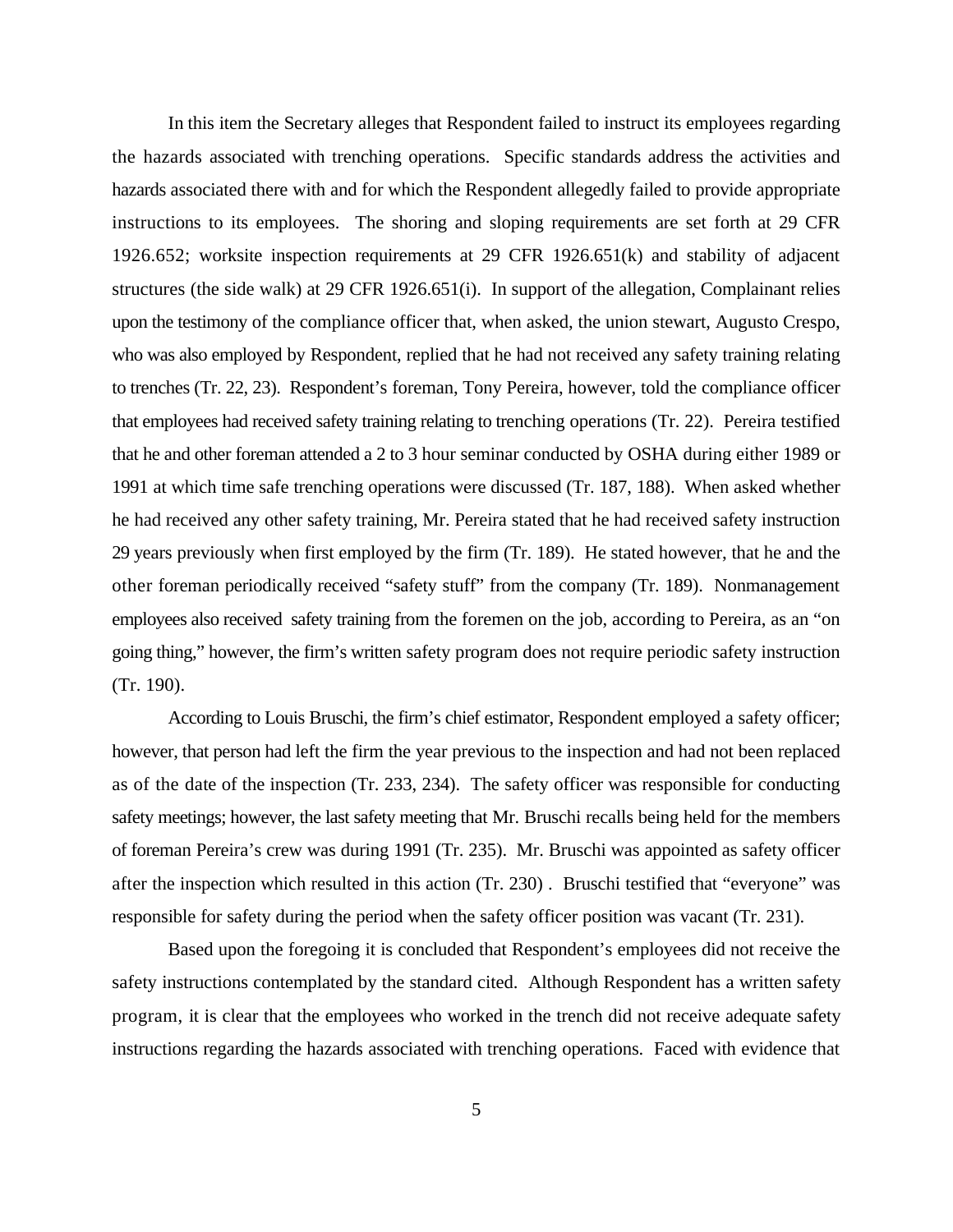In this item the Secretary alleges that Respondent failed to instruct its employees regarding the hazards associated with trenching operations. Specific standards address the activities and hazards associated there with and for which the Respondent allegedly failed to provide appropriate instructions to its employees. The shoring and sloping requirements are set forth at 29 CFR 1926.652; worksite inspection requirements at 29 CFR 1926.651(k) and stability of adjacent structures (the side walk) at 29 CFR 1926.651(i). In support of the allegation, Complainant relies upon the testimony of the compliance officer that, when asked, the union stewart, Augusto Crespo, who was also employed by Respondent, replied that he had not received any safety training relating to trenches (Tr. 22, 23). Respondent's foreman, Tony Pereira, however, told the compliance officer that employees had received safety training relating to trenching operations (Tr. 22). Pereira testified that he and other foreman attended a 2 to 3 hour seminar conducted by OSHA during either 1989 or 1991 at which time safe trenching operations were discussed (Tr. 187, 188). When asked whether he had received any other safety training, Mr. Pereira stated that he had received safety instruction 29 years previously when first employed by the firm (Tr. 189). He stated however, that he and the other foreman periodically received "safety stuff" from the company (Tr. 189). Nonmanagement employees also received safety training from the foremen on the job, according to Pereira, as an "on going thing," however, the firm's written safety program does not require periodic safety instruction (Tr. 190).

According to Louis Bruschi, the firm's chief estimator, Respondent employed a safety officer; however, that person had left the firm the year previous to the inspection and had not been replaced as of the date of the inspection (Tr. 233, 234). The safety officer was responsible for conducting safety meetings; however, the last safety meeting that Mr. Bruschi recalls being held for the members of foreman Pereira's crew was during 1991 (Tr. 235). Mr. Bruschi was appointed as safety officer after the inspection which resulted in this action (Tr. 230) . Bruschi testified that "everyone" was responsible for safety during the period when the safety officer position was vacant (Tr. 231).

Based upon the foregoing it is concluded that Respondent's employees did not receive the safety instructions contemplated by the standard cited. Although Respondent has a written safety program, it is clear that the employees who worked in the trench did not receive adequate safety instructions regarding the hazards associated with trenching operations. Faced with evidence that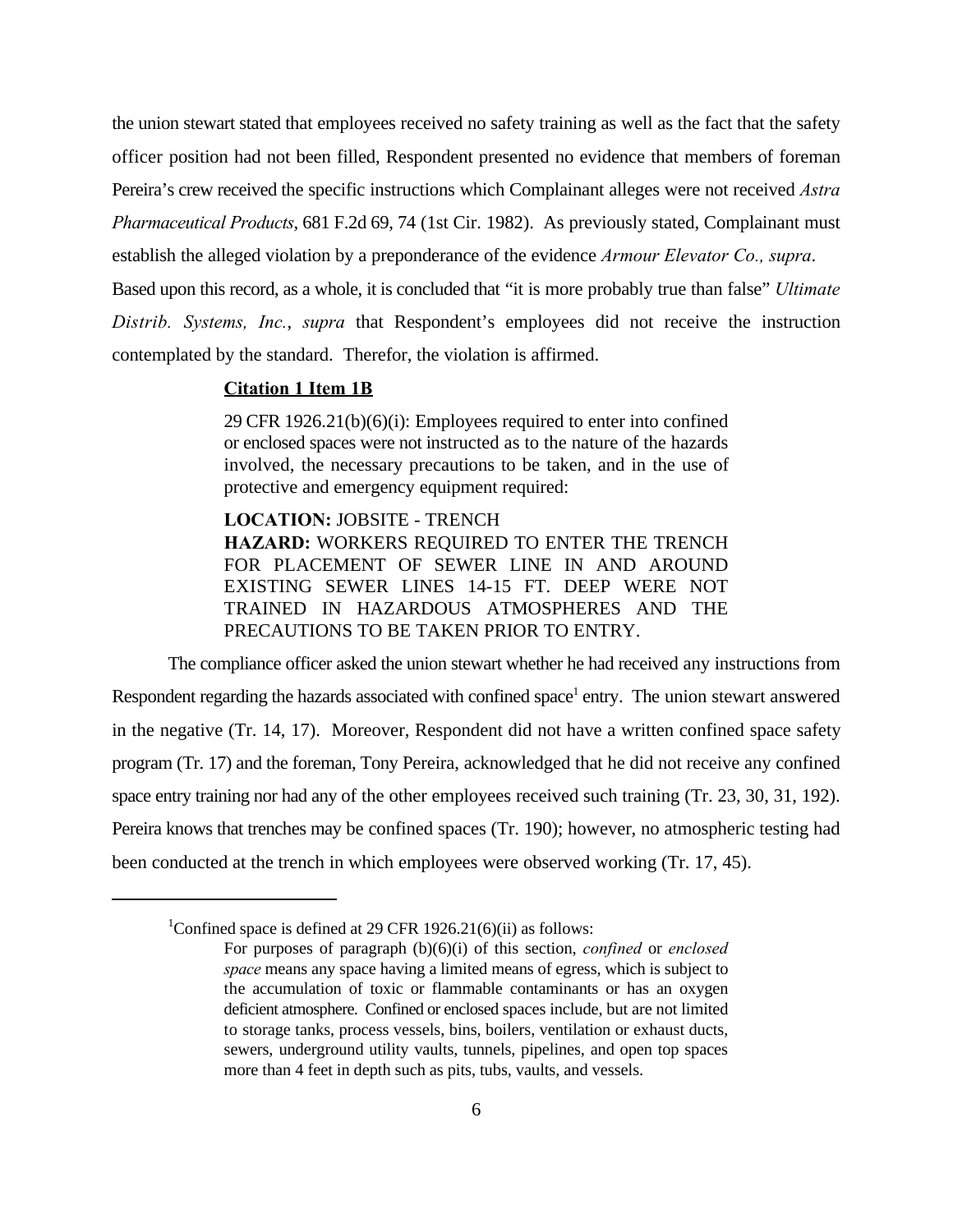the union stewart stated that employees received no safety training as well as the fact that the safety officer position had not been filled, Respondent presented no evidence that members of foreman Pereira's crew received the specific instructions which Complainant alleges were not received *Astra Pharmaceutical Products*, 681 F.2d 69, 74 (1st Cir. 1982). As previously stated, Complainant must establish the alleged violation by a preponderance of the evidence *Armour Elevator Co., supra*. Based upon this record, as a whole, it is concluded that "it is more probably true than false" *Ultimate Distrib. Systems, Inc.*, *supra* that Respondent's employees did not receive the instruction contemplated by the standard. Therefor, the violation is affirmed.

**Citation 1 Item 1B**

> 29 CFR 1926.21(b)(6)(i): Employees required to enter into confined or enclosed spaces were not instructed as to the nature of the hazards involved, the necessary precautions to be taken, and in the use of protective and emergency equipment required:
>
> **LOCATION:** JOBSITE - TRENCH
> **HAZARD:** WORKERS REQUIRED TO ENTER THE TRENCH FOR PLACEMENT OF SEWER LINE IN AND AROUND EXISTING SEWER LINES 14-15 FT. DEEP WERE NOT TRAINED IN HAZARDOUS ATMOSPHERES AND THE PRECAUTIONS TO BE TAKEN PRIOR TO ENTRY.

The compliance officer asked the union stewart whether he had received any instructions from Respondent regarding the hazards associated with confined space[1] entry. The union stewart answered in the negative (Tr. 14, 17). Moreover, Respondent did not have a written confined space safety program (Tr. 17) and the foreman, Tony Pereira, acknowledged that he did not receive any confined space entry training nor had any of the other employees received such training (Tr. 23, 30, 31, 192). Pereira knows that trenches may be confined spaces (Tr. 190); however, no atmospheric testing had been conducted at the trench in which employees were observed working (Tr. 17, 45).

---

[1]Confined space is defined at 29 CFR 1926.21(6)(ii) as follows:

> For purposes of paragraph (b)(6)(i) of this section, *confined* or *enclosed space* means any space having a limited means of egress, which is subject to the accumulation of toxic or flammable contaminants or has an oxygen deficient atmosphere. Confined or enclosed spaces include, but are not limited to storage tanks, process vessels, bins, boilers, ventilation or exhaust ducts, sewers, underground utility vaults, tunnels, pipelines, and open top spaces more than 4 feet in depth such as pits, tubs, vaults, and vessels.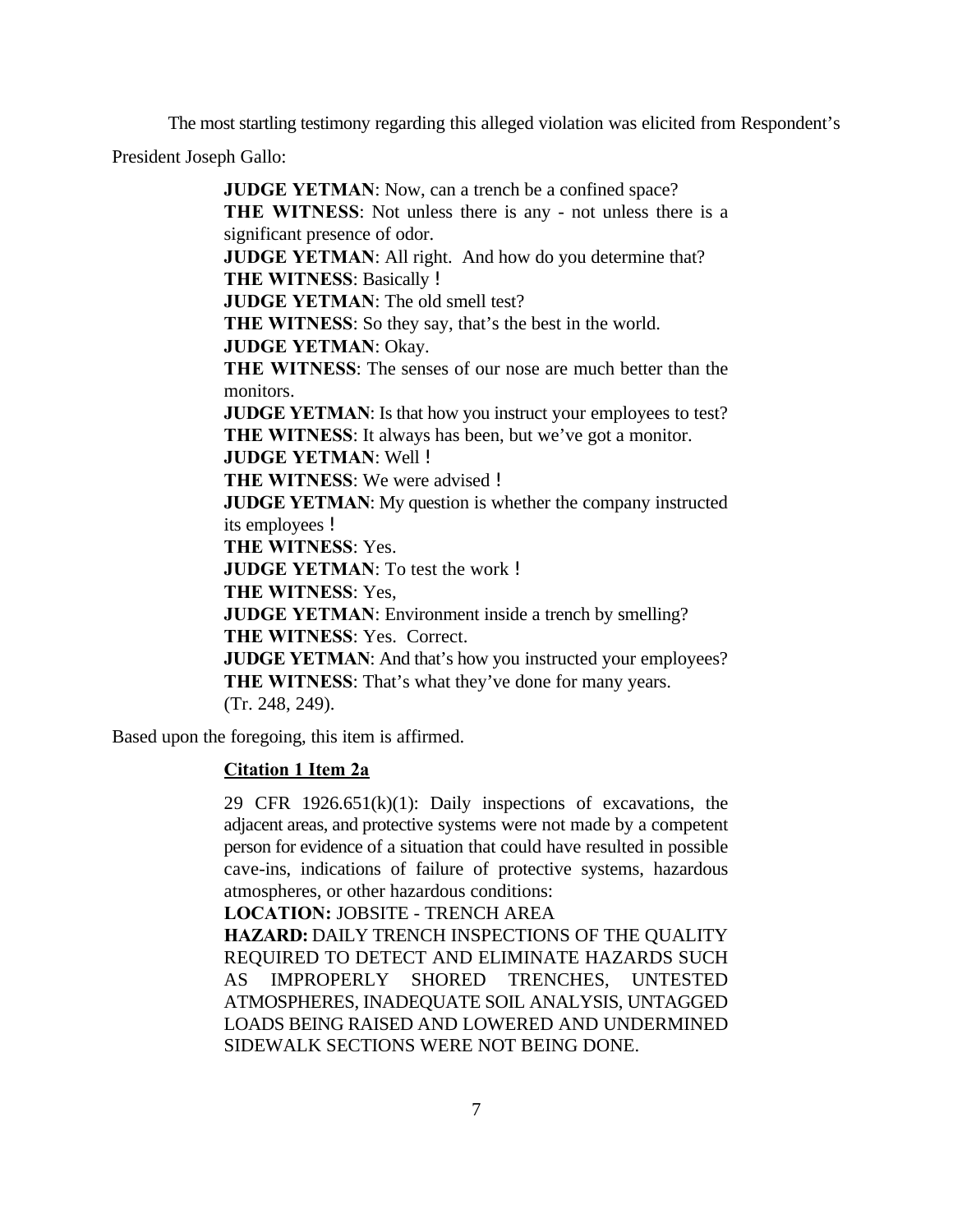The most startling testimony regarding this alleged violation was elicited from Respondent's President Joseph Gallo:

> **JUDGE YETMAN**: Now, can a trench be a confined space?
> **THE WITNESS**: Not unless there is any - not unless there is a significant presence of odor.
> **JUDGE YETMAN**: All right. And how do you determine that?
> **THE WITNESS**: Basically !
> **JUDGE YETMAN**: The old smell test?
> **THE WITNESS**: So they say, that's the best in the world.
> **JUDGE YETMAN**: Okay.
> **THE WITNESS**: The senses of our nose are much better than the monitors.
> **JUDGE YETMAN**: Is that how you instruct your employees to test?
> **THE WITNESS**: It always has been, but we've got a monitor.
> **JUDGE YETMAN**: Well !
> **THE WITNESS**: We were advised !
> **JUDGE YETMAN**: My question is whether the company instructed its employees !
> **THE WITNESS**: Yes.
> **JUDGE YETMAN**: To test the work !
> **THE WITNESS**: Yes,
> **JUDGE YETMAN**: Environment inside a trench by smelling?
> **THE WITNESS**: Yes. Correct.
> **JUDGE YETMAN**: And that's how you instructed your employees?
> **THE WITNESS**: That's what they've done for many years.
> (Tr. 248, 249).

Based upon the foregoing, this item is affirmed.

**Citation 1 Item 2a**

> 29 CFR 1926.651(k)(1): Daily inspections of excavations, the adjacent areas, and protective systems were not made by a competent person for evidence of a situation that could have resulted in possible cave-ins, indications of failure of protective systems, hazardous atmospheres, or other hazardous conditions:
> **LOCATION:** JOBSITE - TRENCH AREA
> **HAZARD:** DAILY TRENCH INSPECTIONS OF THE QUALITY REQUIRED TO DETECT AND ELIMINATE HAZARDS SUCH AS IMPROPERLY SHORED TRENCHES, UNTESTED ATMOSPHERES, INADEQUATE SOIL ANALYSIS, UNTAGGED LOADS BEING RAISED AND LOWERED AND UNDERMINED SIDEWALK SECTIONS WERE NOT BEING DONE.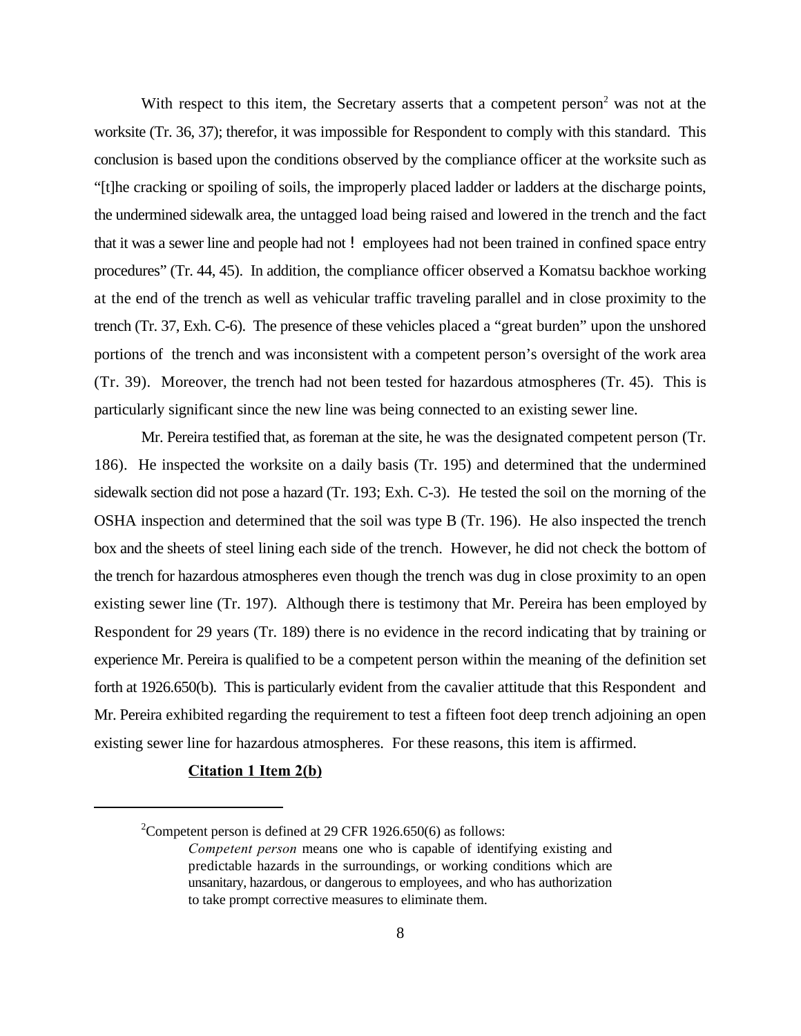With respect to this item, the Secretary asserts that a competent person[2] was not at the worksite (Tr. 36, 37); therefor, it was impossible for Respondent to comply with this standard. This conclusion is based upon the conditions observed by the compliance officer at the worksite such as "[t]he cracking or spoiling of soils, the improperly placed ladder or ladders at the discharge points, the undermined sidewalk area, the untagged load being raised and lowered in the trench and the fact that it was a sewer line and people had not ! employees had not been trained in confined space entry procedures" (Tr. 44, 45). In addition, the compliance officer observed a Komatsu backhoe working at the end of the trench as well as vehicular traffic traveling parallel and in close proximity to the trench (Tr. 37, Exh. C-6). The presence of these vehicles placed a "great burden" upon the unshored portions of the trench and was inconsistent with a competent person's oversight of the work area (Tr. 39). Moreover, the trench had not been tested for hazardous atmospheres (Tr. 45). This is particularly significant since the new line was being connected to an existing sewer line.

Mr. Pereira testified that, as foreman at the site, he was the designated competent person (Tr. 186). He inspected the worksite on a daily basis (Tr. 195) and determined that the undermined sidewalk section did not pose a hazard (Tr. 193; Exh. C-3). He tested the soil on the morning of the OSHA inspection and determined that the soil was type B (Tr. 196). He also inspected the trench box and the sheets of steel lining each side of the trench. However, he did not check the bottom of the trench for hazardous atmospheres even though the trench was dug in close proximity to an open existing sewer line (Tr. 197). Although there is testimony that Mr. Pereira has been employed by Respondent for 29 years (Tr. 189) there is no evidence in the record indicating that by training or experience Mr. Pereira is qualified to be a competent person within the meaning of the definition set forth at 1926.650(b). This is particularly evident from the cavalier attitude that this Respondent and Mr. Pereira exhibited regarding the requirement to test a fifteen foot deep trench adjoining an open existing sewer line for hazardous atmospheres. For these reasons, this item is affirmed.

**Citation 1 Item 2(b)**

---

[2]Competent person is defined at 29 CFR 1926.650(6) as follows:

> *Competent person* means one who is capable of identifying existing and predictable hazards in the surroundings, or working conditions which are unsanitary, hazardous, or dangerous to employees, and who has authorization to take prompt corrective measures to eliminate them.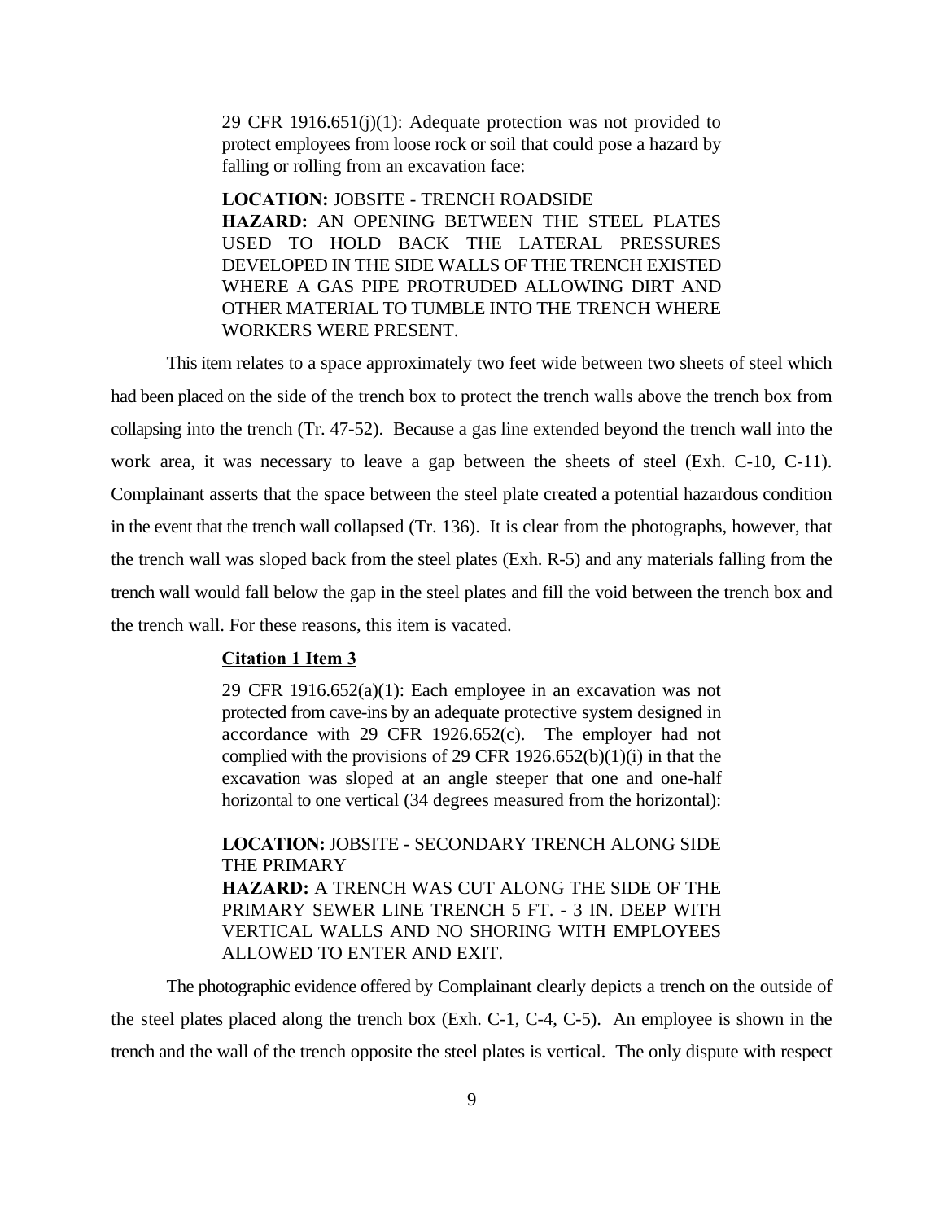> 29 CFR 1916.651(j)(1): Adequate protection was not provided to protect employees from loose rock or soil that could pose a hazard by falling or rolling from an excavation face:
>
> **LOCATION:** JOBSITE - TRENCH ROADSIDE
> **HAZARD:** AN OPENING BETWEEN THE STEEL PLATES USED TO HOLD BACK THE LATERAL PRESSURES DEVELOPED IN THE SIDE WALLS OF THE TRENCH EXISTED WHERE A GAS PIPE PROTRUDED ALLOWING DIRT AND OTHER MATERIAL TO TUMBLE INTO THE TRENCH WHERE WORKERS WERE PRESENT.

This item relates to a space approximately two feet wide between two sheets of steel which had been placed on the side of the trench box to protect the trench walls above the trench box from collapsing into the trench (Tr. 47-52). Because a gas line extended beyond the trench wall into the work area, it was necessary to leave a gap between the sheets of steel (Exh. C-10, C-11). Complainant asserts that the space between the steel plate created a potential hazardous condition in the event that the trench wall collapsed (Tr. 136). It is clear from the photographs, however, that the trench wall was sloped back from the steel plates (Exh. R-5) and any materials falling from the trench wall would fall below the gap in the steel plates and fill the void between the trench box and the trench wall. For these reasons, this item is vacated.

**Citation 1 Item 3**

> 29 CFR 1916.652(a)(1): Each employee in an excavation was not protected from cave-ins by an adequate protective system designed in accordance with 29 CFR 1926.652(c). The employer had not complied with the provisions of 29 CFR 1926.652(b)(1)(i) in that the excavation was sloped at an angle steeper that one and one-half horizontal to one vertical (34 degrees measured from the horizontal):
>
> **LOCATION:** JOBSITE - SECONDARY TRENCH ALONG SIDE THE PRIMARY
> **HAZARD:** A TRENCH WAS CUT ALONG THE SIDE OF THE PRIMARY SEWER LINE TRENCH 5 FT. - 3 IN. DEEP WITH VERTICAL WALLS AND NO SHORING WITH EMPLOYEES ALLOWED TO ENTER AND EXIT.

The photographic evidence offered by Complainant clearly depicts a trench on the outside of the steel plates placed along the trench box (Exh. C-1, C-4, C-5). An employee is shown in the trench and the wall of the trench opposite the steel plates is vertical. The only dispute with respect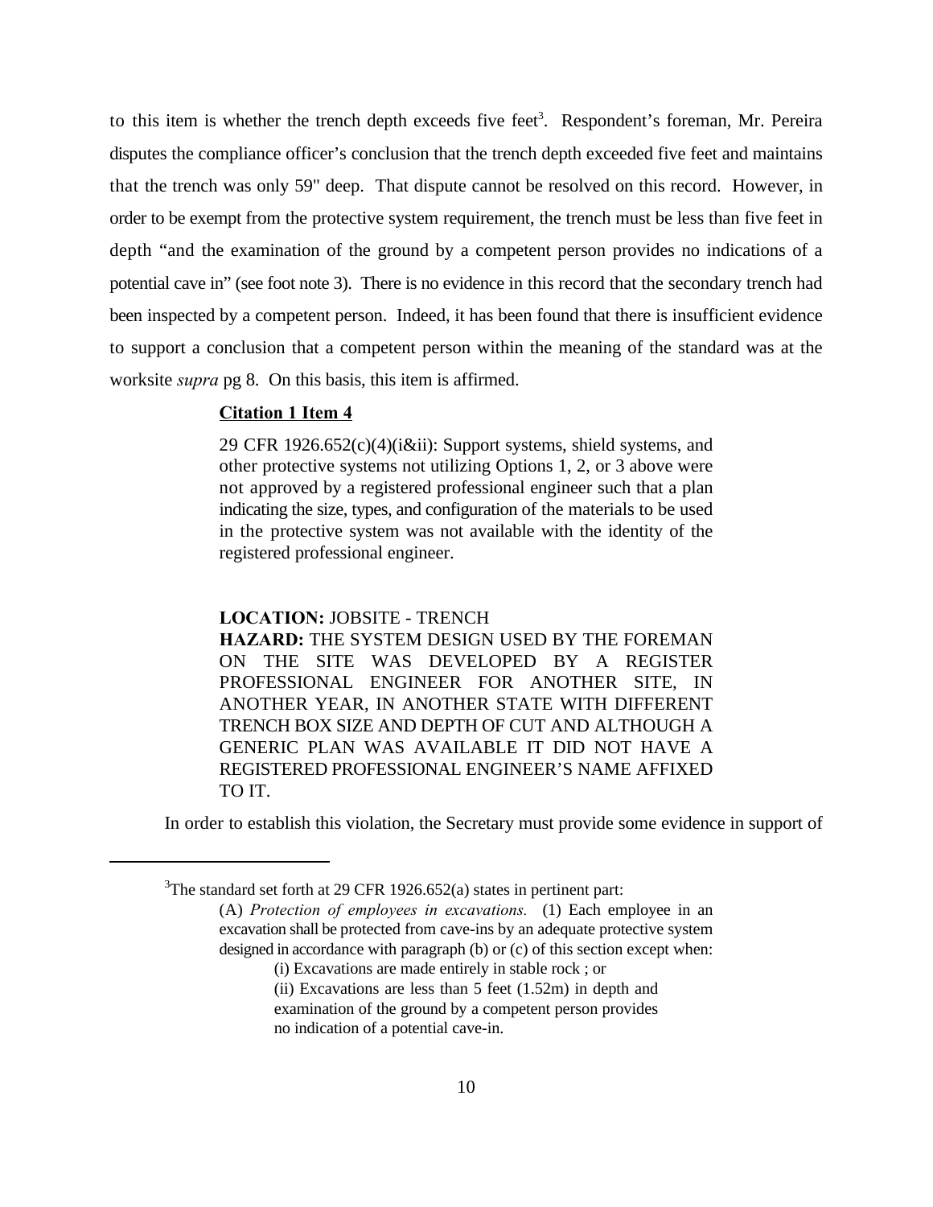to this item is whether the trench depth exceeds five feet[3]. Respondent's foreman, Mr. Pereira disputes the compliance officer's conclusion that the trench depth exceeded five feet and maintains that the trench was only 59" deep. That dispute cannot be resolved on this record. However, in order to be exempt from the protective system requirement, the trench must be less than five feet in depth "and the examination of the ground by a competent person provides no indications of a potential cave in" (see foot note 3). There is no evidence in this record that the secondary trench had been inspected by a competent person. Indeed, it has been found that there is insufficient evidence to support a conclusion that a competent person within the meaning of the standard was at the worksite *supra* pg 8. On this basis, this item is affirmed.

> **Citation 1 Item 4**
>
> 29 CFR 1926.652(c)(4)(i&ii): Support systems, shield systems, and other protective systems not utilizing Options 1, 2, or 3 above were not approved by a registered professional engineer such that a plan indicating the size, types, and configuration of the materials to be used in the protective system was not available with the identity of the registered professional engineer.
>
> **LOCATION:** JOBSITE - TRENCH
> **HAZARD:** THE SYSTEM DESIGN USED BY THE FOREMAN ON THE SITE WAS DEVELOPED BY A REGISTER PROFESSIONAL ENGINEER FOR ANOTHER SITE, IN ANOTHER YEAR, IN ANOTHER STATE WITH DIFFERENT TRENCH BOX SIZE AND DEPTH OF CUT AND ALTHOUGH A GENERIC PLAN WAS AVAILABLE IT DID NOT HAVE A REGISTERED PROFESSIONAL ENGINEER'S NAME AFFIXED TO IT.

In order to establish this violation, the Secretary must provide some evidence in support of

---

[3]The standard set forth at 29 CFR 1926.652(a) states in pertinent part:

> (A) *Protection of employees in excavations.* (1) Each employee in an excavation shall be protected from cave-ins by an adequate protective system designed in accordance with paragraph (b) or (c) of this section except when:
>
> > (i) Excavations are made entirely in stable rock ; or
> >
> > (ii) Excavations are less than 5 feet (1.52m) in depth and examination of the ground by a competent person provides no indication of a potential cave-in.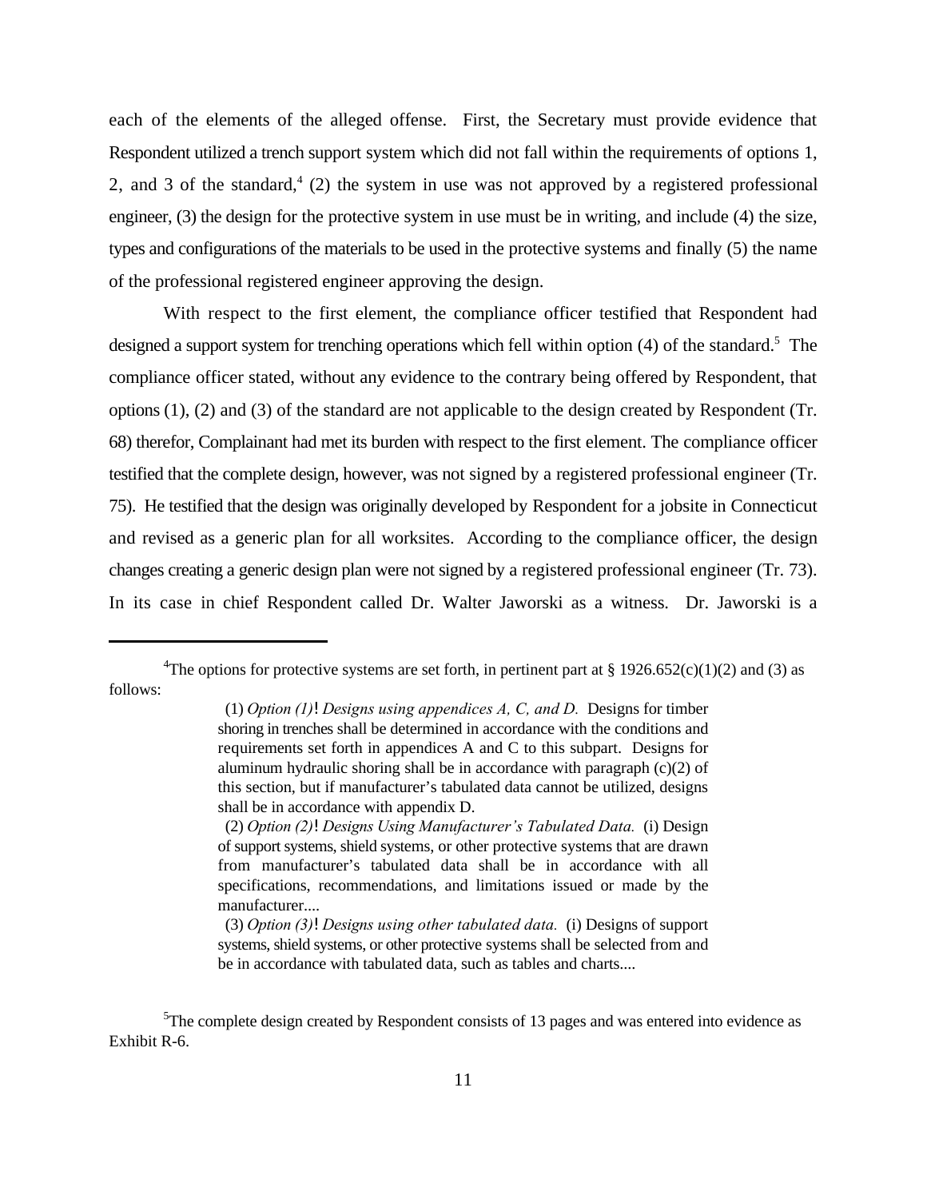each of the elements of the alleged offense. First, the Secretary must provide evidence that Respondent utilized a trench support system which did not fall within the requirements of options 1, 2, and 3 of the standard,[4] (2) the system in use was not approved by a registered professional engineer, (3) the design for the protective system in use must be in writing, and include (4) the size, types and configurations of the materials to be used in the protective systems and finally (5) the name of the professional registered engineer approving the design.

With respect to the first element, the compliance officer testified that Respondent had designed a support system for trenching operations which fell within option (4) of the standard.[5] The compliance officer stated, without any evidence to the contrary being offered by Respondent, that options (1), (2) and (3) of the standard are not applicable to the design created by Respondent (Tr. 68) therefor, Complainant had met its burden with respect to the first element. The compliance officer testified that the complete design, however, was not signed by a registered professional engineer (Tr. 75). He testified that the design was originally developed by Respondent for a jobsite in Connecticut and revised as a generic plan for all worksites. According to the compliance officer, the design changes creating a generic design plan were not signed by a registered professional engineer (Tr. 73). In its case in chief Respondent called Dr. Walter Jaworski as a witness. Dr. Jaworski is a

---

[4]The options for protective systems are set forth, in pertinent part at § 1926.652(c)(1)(2) and (3) as follows:

> (1) *Option (1)*! *Designs using appendices A, C, and D.* Designs for timber shoring in trenches shall be determined in accordance with the conditions and requirements set forth in appendices A and C to this subpart. Designs for aluminum hydraulic shoring shall be in accordance with paragraph (c)(2) of this section, but if manufacturer's tabulated data cannot be utilized, designs shall be in accordance with appendix D.
>
> (2) *Option (2)*! *Designs Using Manufacturer's Tabulated Data.* (i) Design of support systems, shield systems, or other protective systems that are drawn from manufacturer's tabulated data shall be in accordance with all specifications, recommendations, and limitations issued or made by the manufacturer....
>
> (3) *Option (3)*! *Designs using other tabulated data.* (i) Designs of support systems, shield systems, or other protective systems shall be selected from and be in accordance with tabulated data, such as tables and charts....

[5]The complete design created by Respondent consists of 13 pages and was entered into evidence as Exhibit R-6.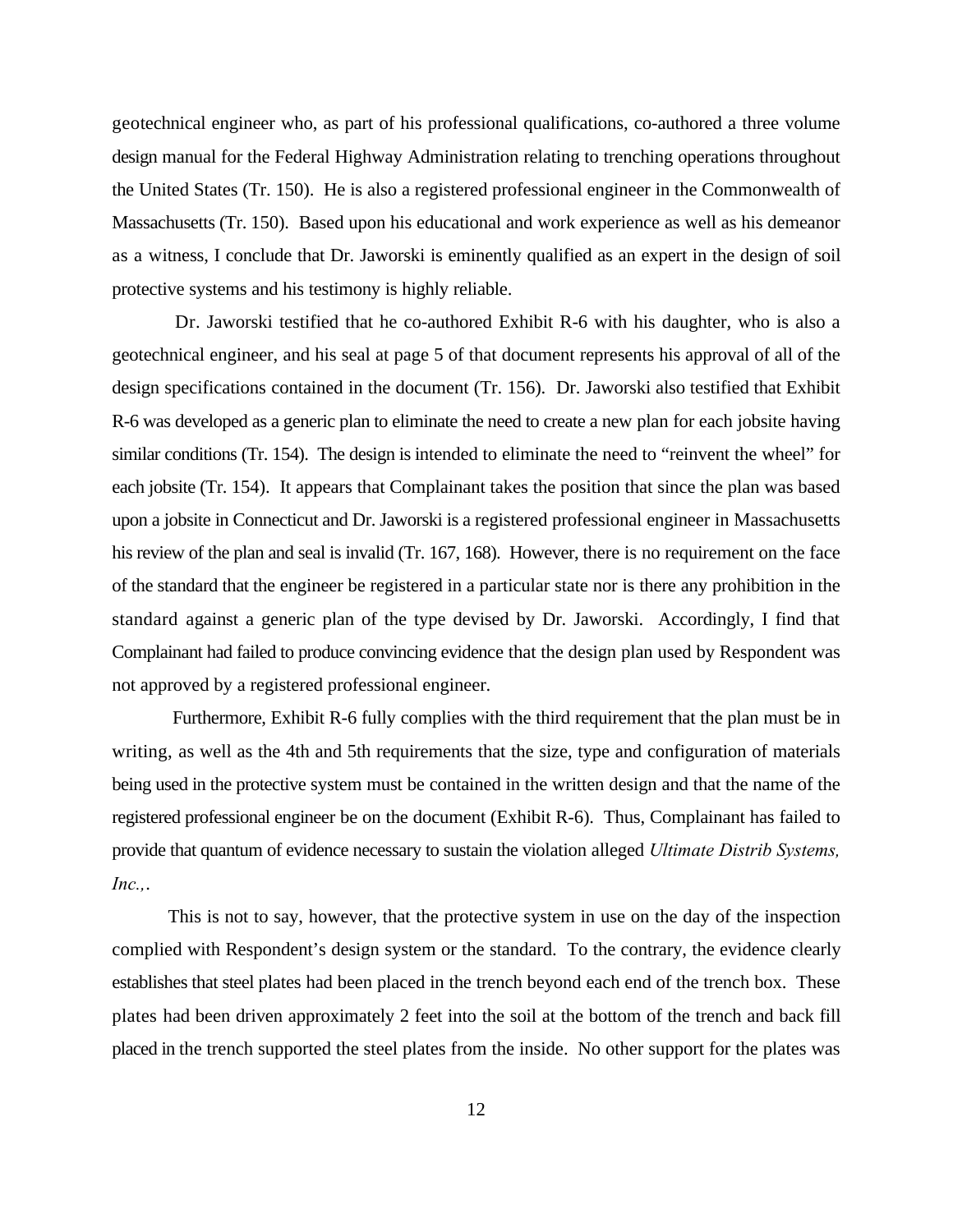geotechnical engineer who, as part of his professional qualifications, co-authored a three volume design manual for the Federal Highway Administration relating to trenching operations throughout the United States (Tr. 150). He is also a registered professional engineer in the Commonwealth of Massachusetts (Tr. 150). Based upon his educational and work experience as well as his demeanor as a witness, I conclude that Dr. Jaworski is eminently qualified as an expert in the design of soil protective systems and his testimony is highly reliable.

Dr. Jaworski testified that he co-authored Exhibit R-6 with his daughter, who is also a geotechnical engineer, and his seal at page 5 of that document represents his approval of all of the design specifications contained in the document (Tr. 156). Dr. Jaworski also testified that Exhibit R-6 was developed as a generic plan to eliminate the need to create a new plan for each jobsite having similar conditions (Tr. 154). The design is intended to eliminate the need to "reinvent the wheel" for each jobsite (Tr. 154). It appears that Complainant takes the position that since the plan was based upon a jobsite in Connecticut and Dr. Jaworski is a registered professional engineer in Massachusetts his review of the plan and seal is invalid (Tr. 167, 168). However, there is no requirement on the face of the standard that the engineer be registered in a particular state nor is there any prohibition in the standard against a generic plan of the type devised by Dr. Jaworski. Accordingly, I find that Complainant had failed to produce convincing evidence that the design plan used by Respondent was not approved by a registered professional engineer.

Furthermore, Exhibit R-6 fully complies with the third requirement that the plan must be in writing, as well as the 4th and 5th requirements that the size, type and configuration of materials being used in the protective system must be contained in the written design and that the name of the registered professional engineer be on the document (Exhibit R-6). Thus, Complainant has failed to provide that quantum of evidence necessary to sustain the violation alleged *Ultimate Distrib Systems, Inc.,*.

This is not to say, however, that the protective system in use on the day of the inspection complied with Respondent's design system or the standard. To the contrary, the evidence clearly establishes that steel plates had been placed in the trench beyond each end of the trench box. These plates had been driven approximately 2 feet into the soil at the bottom of the trench and back fill placed in the trench supported the steel plates from the inside. No other support for the plates was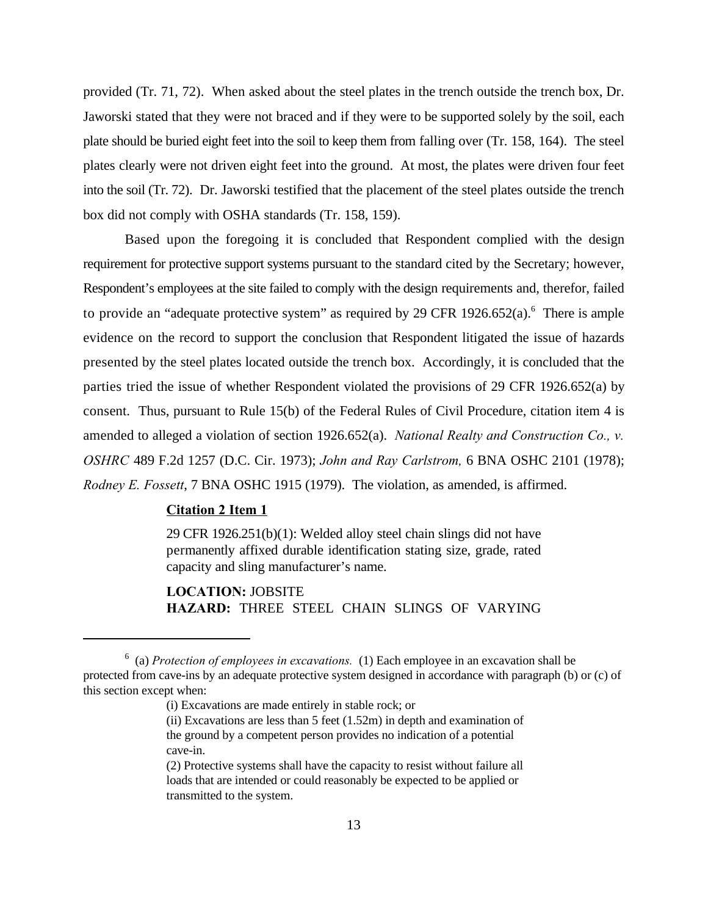provided (Tr. 71, 72). When asked about the steel plates in the trench outside the trench box, Dr. Jaworski stated that they were not braced and if they were to be supported solely by the soil, each plate should be buried eight feet into the soil to keep them from falling over (Tr. 158, 164). The steel plates clearly were not driven eight feet into the ground. At most, the plates were driven four feet into the soil (Tr. 72). Dr. Jaworski testified that the placement of the steel plates outside the trench box did not comply with OSHA standards (Tr. 158, 159).

Based upon the foregoing it is concluded that Respondent complied with the design requirement for protective support systems pursuant to the standard cited by the Secretary; however, Respondent's employees at the site failed to comply with the design requirements and, therefor, failed to provide an "adequate protective system" as required by 29 CFR 1926.652(a).[6] There is ample evidence on the record to support the conclusion that Respondent litigated the issue of hazards presented by the steel plates located outside the trench box. Accordingly, it is concluded that the parties tried the issue of whether Respondent violated the provisions of 29 CFR 1926.652(a) by consent. Thus, pursuant to Rule 15(b) of the Federal Rules of Civil Procedure, citation item 4 is amended to alleged a violation of section 1926.652(a). *National Realty and Construction Co., v. OSHRC* 489 F.2d 1257 (D.C. Cir. 1973); *John and Ray Carlstrom,* 6 BNA OSHC 2101 (1978); *Rodney E. Fossett*, 7 BNA OSHC 1915 (1979). The violation, as amended, is affirmed.

**Citation 2 Item 1**

> 29 CFR 1926.251(b)(1): Welded alloy steel chain slings did not have permanently affixed durable identification stating size, grade, rated capacity and sling manufacturer's name.
>
> **LOCATION:** JOBSITE
> **HAZARD:** THREE STEEL CHAIN SLINGS OF VARYING

---

[6] (a) *Protection of employees in excavations.* (1) Each employee in an excavation shall be protected from cave-ins by an adequate protective system designed in accordance with paragraph (b) or (c) of this section except when:

> (i) Excavations are made entirely in stable rock; or
>
> (ii) Excavations are less than 5 feet (1.52m) in depth and examination of the ground by a competent person provides no indication of a potential cave-in.
>
> (2) Protective systems shall have the capacity to resist without failure all loads that are intended or could reasonably be expected to be applied or transmitted to the system.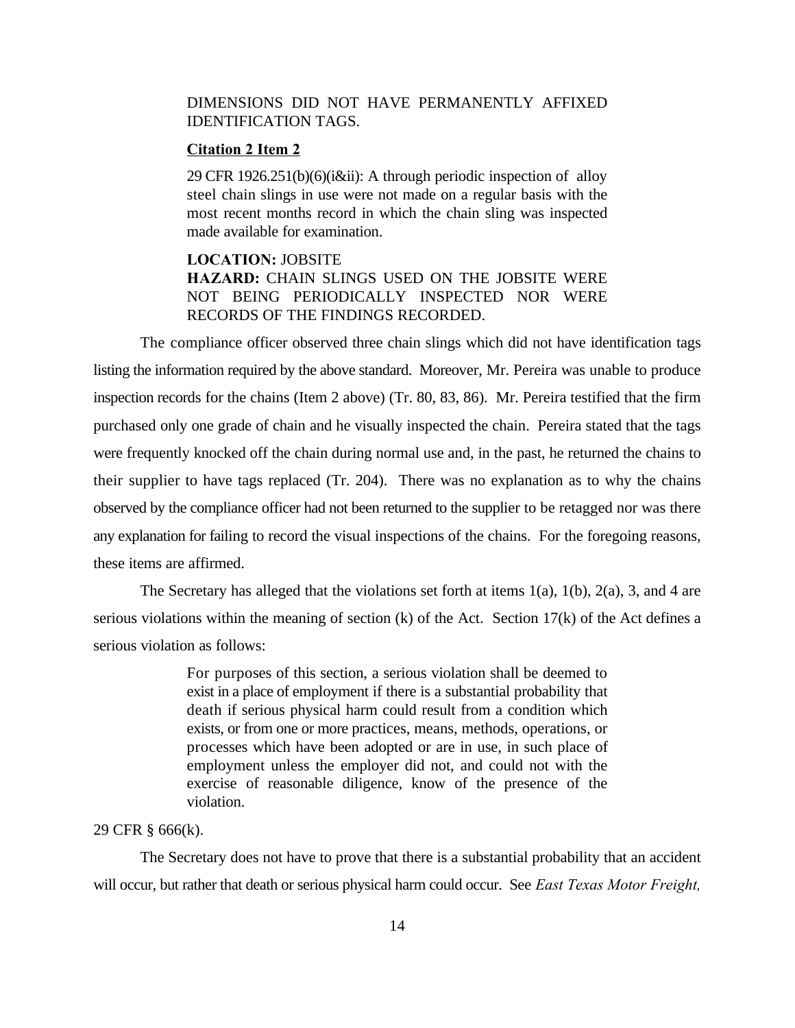DIMENSIONS DID NOT HAVE PERMANENTLY AFFIXED IDENTIFICATION TAGS.

**Citation 2 Item 2**

29 CFR 1926.251(b)(6)(i&ii): A through periodic inspection of alloy steel chain slings in use were not made on a regular basis with the most recent months record in which the chain sling was inspected made available for examination.

**LOCATION:** JOBSITE
**HAZARD:** CHAIN SLINGS USED ON THE JOBSITE WERE NOT BEING PERIODICALLY INSPECTED NOR WERE RECORDS OF THE FINDINGS RECORDED.

The compliance officer observed three chain slings which did not have identification tags listing the information required by the above standard. Moreover, Mr. Pereira was unable to produce inspection records for the chains (Item 2 above) (Tr. 80, 83, 86). Mr. Pereira testified that the firm purchased only one grade of chain and he visually inspected the chain. Pereira stated that the tags were frequently knocked off the chain during normal use and, in the past, he returned the chains to their supplier to have tags replaced (Tr. 204). There was no explanation as to why the chains observed by the compliance officer had not been returned to the supplier to be retagged nor was there any explanation for failing to record the visual inspections of the chains. For the foregoing reasons, these items are affirmed.

The Secretary has alleged that the violations set forth at items 1(a), 1(b), 2(a), 3, and 4 are serious violations within the meaning of section (k) of the Act. Section 17(k) of the Act defines a serious violation as follows:

> For purposes of this section, a serious violation shall be deemed to exist in a place of employment if there is a substantial probability that death if serious physical harm could result from a condition which exists, or from one or more practices, means, methods, operations, or processes which have been adopted or are in use, in such place of employment unless the employer did not, and could not with the exercise of reasonable diligence, know of the presence of the violation.

29 CFR § 666(k).

The Secretary does not have to prove that there is a substantial probability that an accident will occur, but rather that death or serious physical harm could occur. See *East Texas Motor Freight,*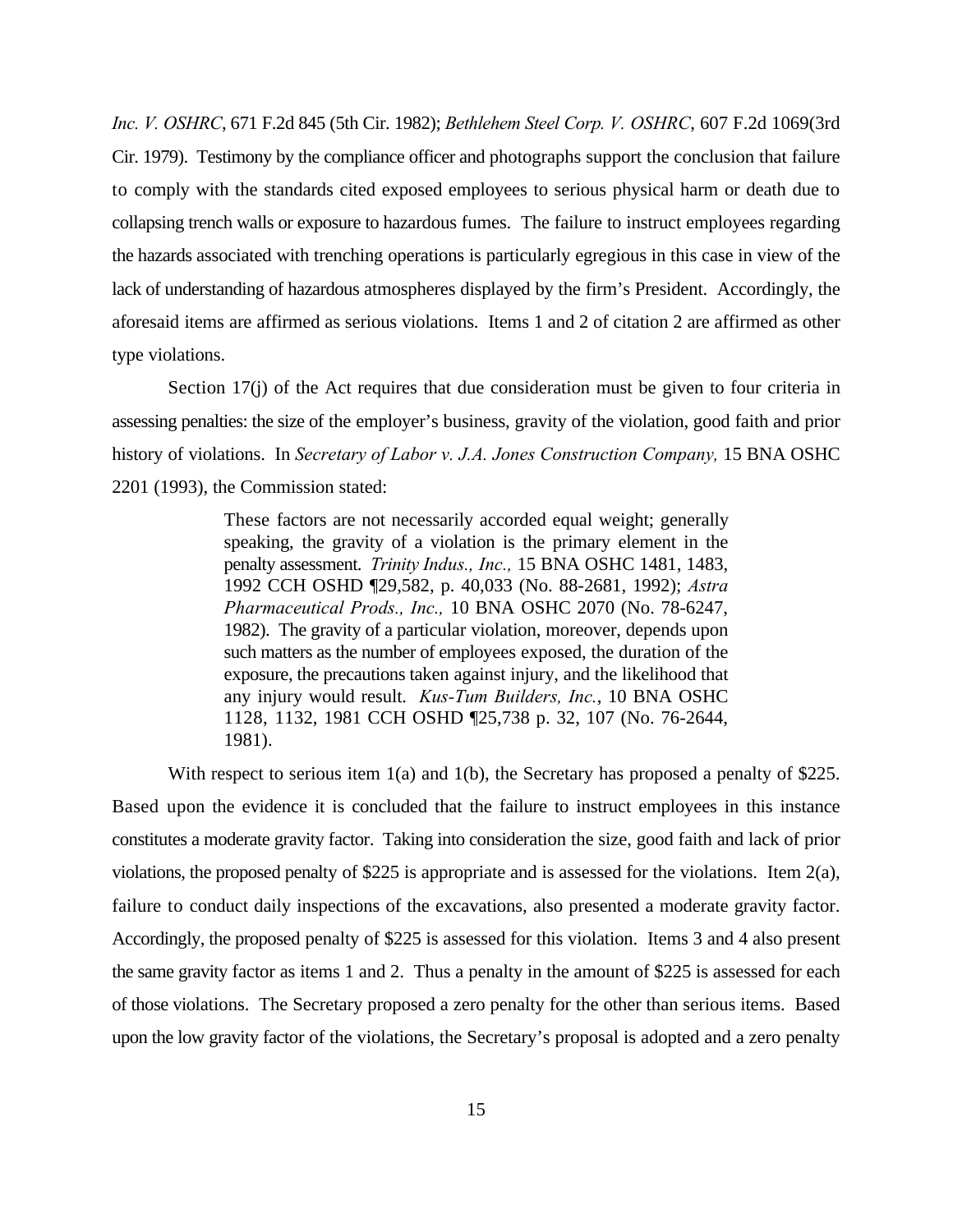*Inc. V. OSHRC*, 671 F.2d 845 (5th Cir. 1982); *Bethlehem Steel Corp. V. OSHRC*, 607 F.2d 1069(3rd Cir. 1979). Testimony by the compliance officer and photographs support the conclusion that failure to comply with the standards cited exposed employees to serious physical harm or death due to collapsing trench walls or exposure to hazardous fumes. The failure to instruct employees regarding the hazards associated with trenching operations is particularly egregious in this case in view of the lack of understanding of hazardous atmospheres displayed by the firm's President. Accordingly, the aforesaid items are affirmed as serious violations. Items 1 and 2 of citation 2 are affirmed as other type violations.

Section 17(j) of the Act requires that due consideration must be given to four criteria in assessing penalties: the size of the employer's business, gravity of the violation, good faith and prior history of violations. In *Secretary of Labor v. J.A. Jones Construction Company,* 15 BNA OSHC 2201 (1993), the Commission stated:

> These factors are not necessarily accorded equal weight; generally speaking, the gravity of a violation is the primary element in the penalty assessment. *Trinity Indus., Inc.,* 15 BNA OSHC 1481, 1483, 1992 CCH OSHD ¶29,582, p. 40,033 (No. 88-2681, 1992); *Astra Pharmaceutical Prods., Inc.,* 10 BNA OSHC 2070 (No. 78-6247, 1982). The gravity of a particular violation, moreover, depends upon such matters as the number of employees exposed, the duration of the exposure, the precautions taken against injury, and the likelihood that any injury would result. *Kus-Tum Builders, Inc.*, 10 BNA OSHC 1128, 1132, 1981 CCH OSHD ¶25,738 p. 32, 107 (No. 76-2644, 1981).

With respect to serious item 1(a) and 1(b), the Secretary has proposed a penalty of $225. Based upon the evidence it is concluded that the failure to instruct employees in this instance constitutes a moderate gravity factor. Taking into consideration the size, good faith and lack of prior violations, the proposed penalty of $225 is appropriate and is assessed for the violations. Item 2(a), failure to conduct daily inspections of the excavations, also presented a moderate gravity factor. Accordingly, the proposed penalty of $225 is assessed for this violation. Items 3 and 4 also present the same gravity factor as items 1 and 2. Thus a penalty in the amount of $225 is assessed for each of those violations. The Secretary proposed a zero penalty for the other than serious items. Based upon the low gravity factor of the violations, the Secretary's proposal is adopted and a zero penalty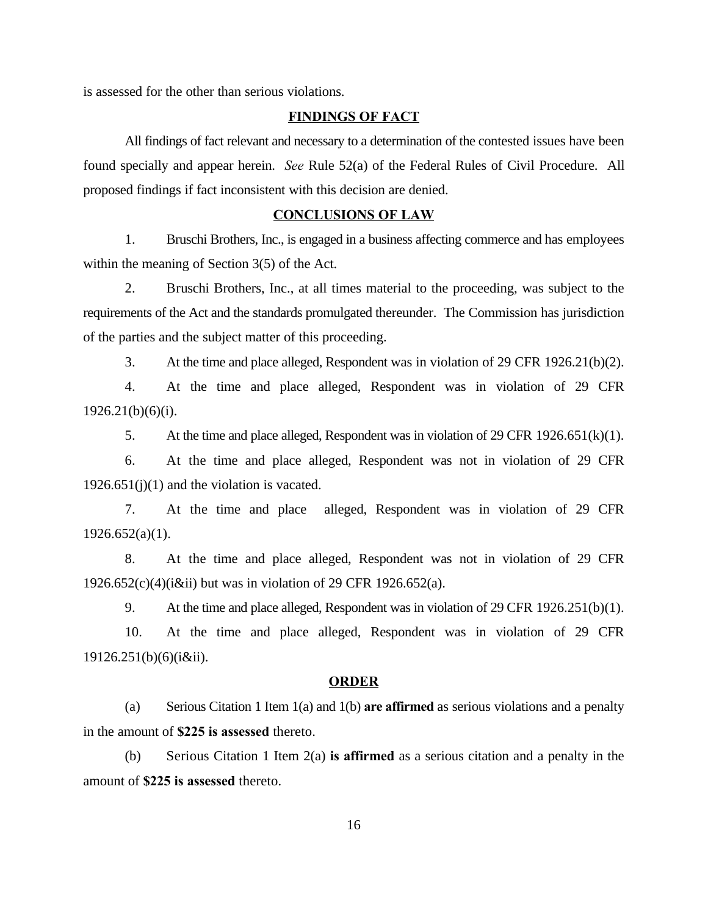is assessed for the other than serious violations.

## FINDINGS OF FACT

All findings of fact relevant and necessary to a determination of the contested issues have been found specially and appear herein. *See* Rule 52(a) of the Federal Rules of Civil Procedure. All proposed findings if fact inconsistent with this decision are denied.

## CONCLUSIONS OF LAW

1. Bruschi Brothers, Inc., is engaged in a business affecting commerce and has employees within the meaning of Section 3(5) of the Act.

2. Bruschi Brothers, Inc., at all times material to the proceeding, was subject to the requirements of the Act and the standards promulgated thereunder. The Commission has jurisdiction of the parties and the subject matter of this proceeding.

3. At the time and place alleged, Respondent was in violation of 29 CFR 1926.21(b)(2).

4. At the time and place alleged, Respondent was in violation of 29 CFR 1926.21(b)(6)(i).

5. At the time and place alleged, Respondent was in violation of 29 CFR 1926.651(k)(1).

6. At the time and place alleged, Respondent was not in violation of 29 CFR 1926.651(j)(1) and the violation is vacated.

7. At the time and place alleged, Respondent was in violation of 29 CFR 1926.652(a)(1).

8. At the time and place alleged, Respondent was not in violation of 29 CFR 1926.652(c)(4)(i&ii) but was in violation of 29 CFR 1926.652(a).

9. At the time and place alleged, Respondent was in violation of 29 CFR 1926.251(b)(1).

10. At the time and place alleged, Respondent was in violation of 29 CFR 19126.251(b)(6)(i&ii).

## ORDER

(a) Serious Citation 1 Item 1(a) and 1(b) **are affirmed** as serious violations and a penalty in the amount of **$225 is assessed** thereto.

(b) Serious Citation 1 Item 2(a) **is affirmed** as a serious citation and a penalty in the amount of **$225 is assessed** thereto.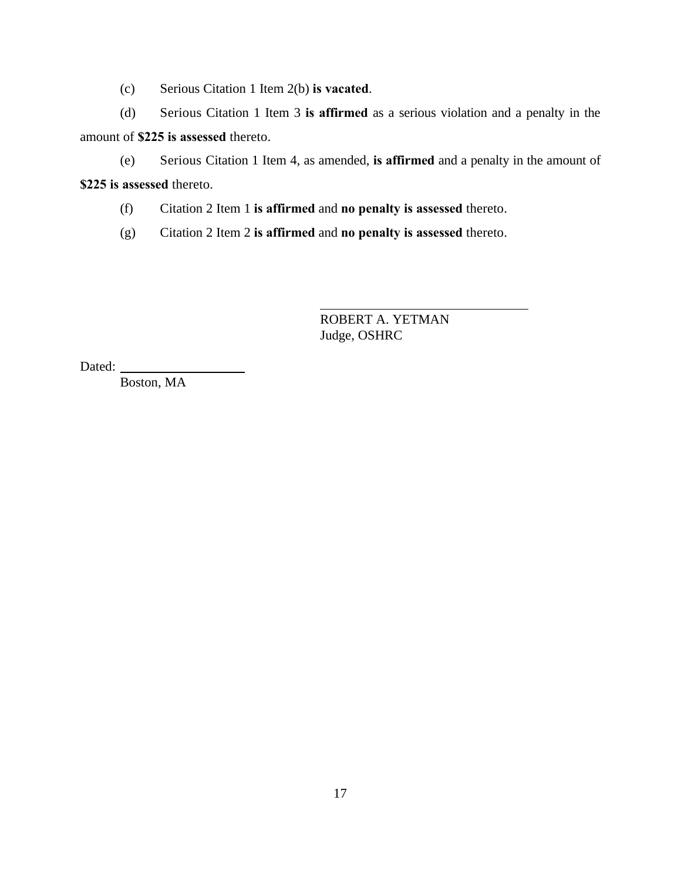(c) Serious Citation 1 Item 2(b) **is vacated**.

(d) Serious Citation 1 Item 3 **is affirmed** as a serious violation and a penalty in the amount of **$225 is assessed** thereto.

(e) Serious Citation 1 Item 4, as amended, **is affirmed** and a penalty in the amount of **$225 is assessed** thereto.

(f) Citation 2 Item 1 **is affirmed** and **no penalty is assessed** thereto.

(g) Citation 2 Item 2 **is affirmed** and **no penalty is assessed** thereto.

\_\_\_\_\_\_\_\_\_\_\_\_\_\_\_\_\_\_\_\_\_\_\_\_\_\_\_\_\_\_

ROBERT A. YETMAN
Judge, OSHRC

Dated: \_\_\_\_\_\_\_\_\_\_\_\_\_\_\_\_\_\_\_\_
Boston, MA